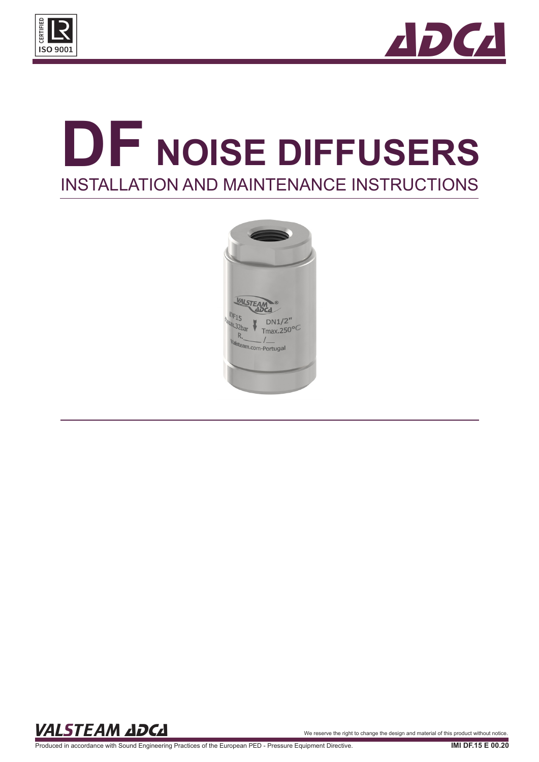# DF NOISE DIFFUSERS

## INSTALLATION AND MAINTENANCE INSTRUCTIONS

We reserve the right to change the design and material of this product without notice.

Produced in accordance with Sound Engineering Practices of the European PED - Pressure Equipment Directive.

IMI DF.15 E 00.20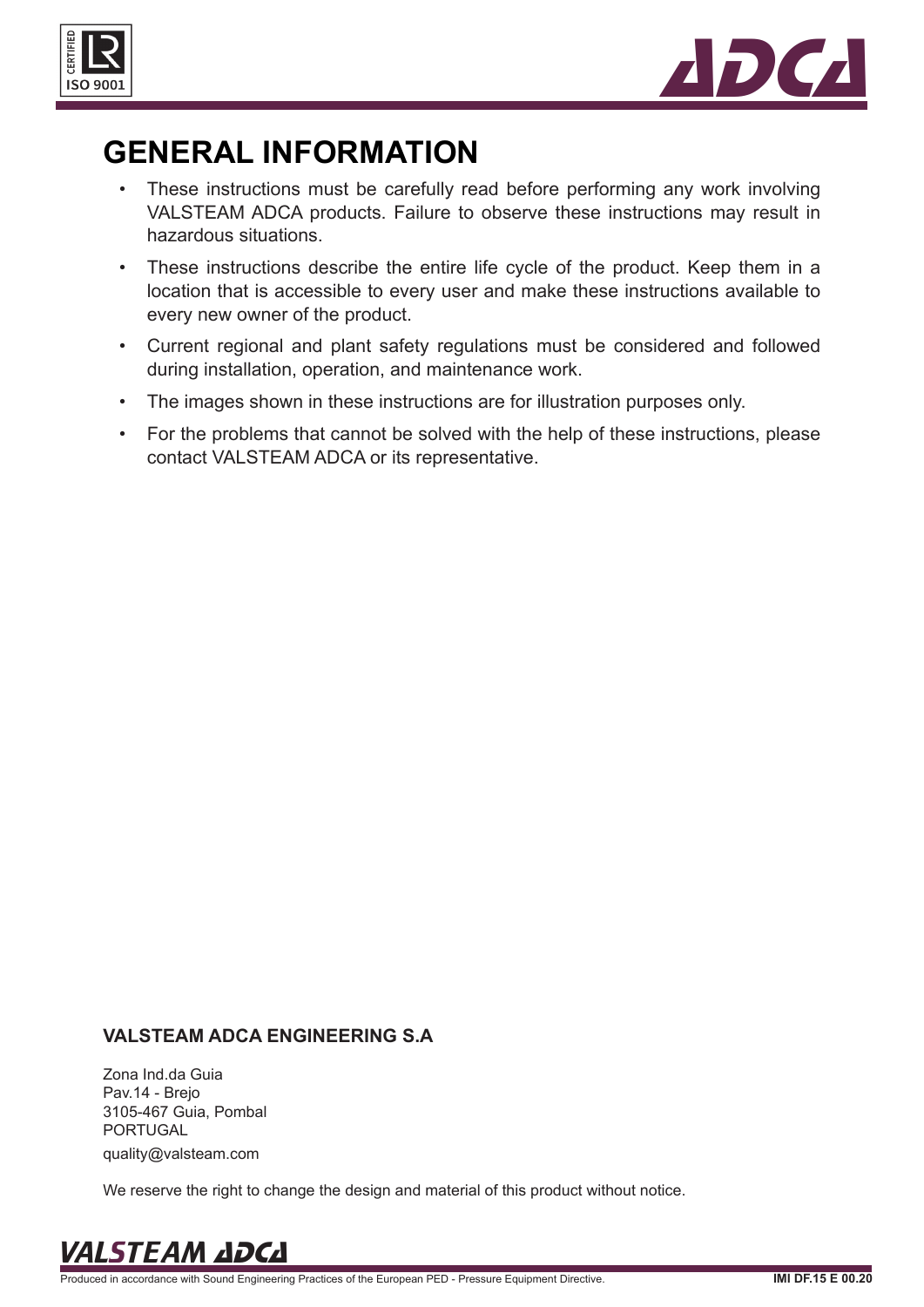# GENERAL INFORMATION

- These instructions must be carefully read before performing any work involving VALSTEAM ADCA products. Failure to observe these instructions may result in hazardous situations.
- These instructions describe the entire life cycle of the product. Keep them in a location that is accessible to every user and make these instructions available to every new owner of the product.
- Current regional and plant safety regulations must be considered and followed during installation, operation, and maintenance work.
- The images shown in these instructions are for illustration purposes only.
- For the problems that cannot be solved with the help of these instructions, please contact VALSTEAM ADCA or its representative.

**VALSTEAM ADCA ENGINEERING S.A**

Zona Ind.da Guia
Pav.14 - Brejo
3105-467 Guia, Pombal
PORTUGAL
quality@valsteam.com

We reserve the right to change the design and material of this product without notice.

Produced in accordance with Sound Engineering Practices of the European PED - Pressure Equipment Directive.

**IMI DF.15 E 00.20**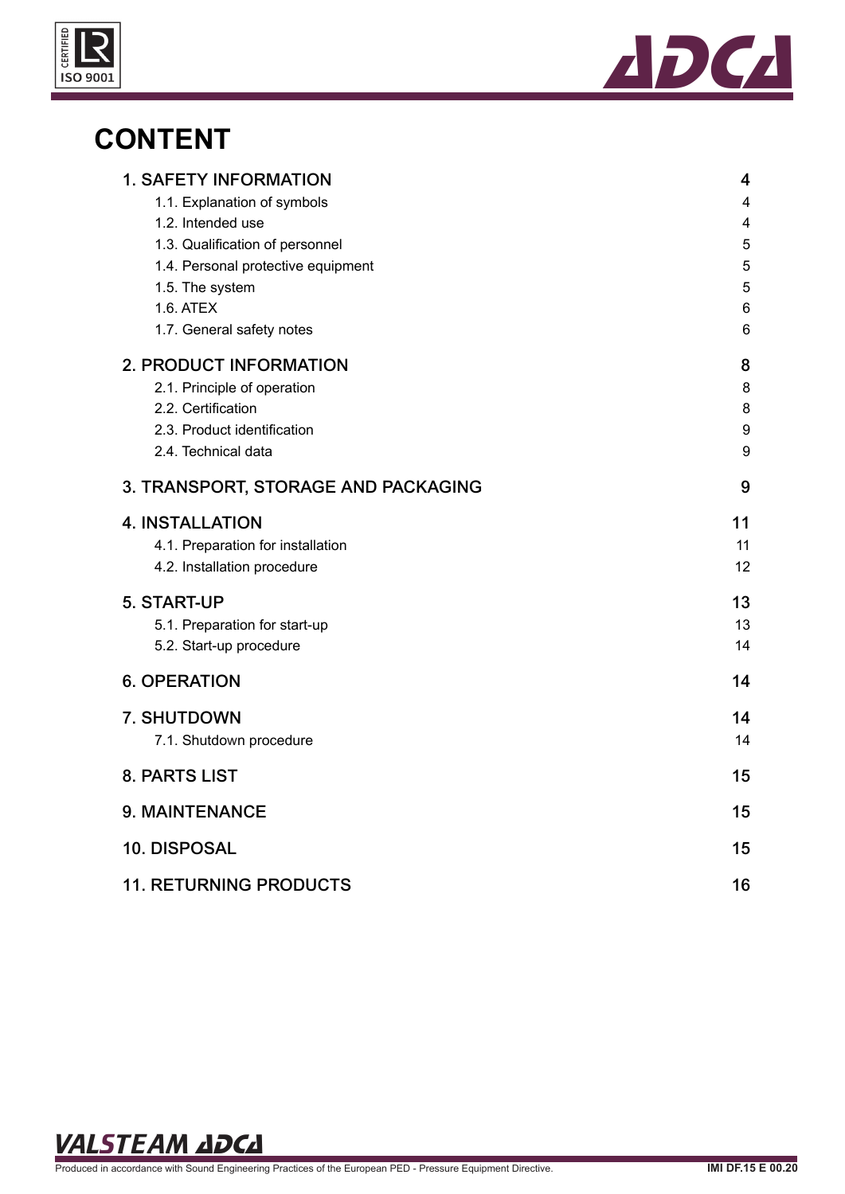# CONTENT

| | |
|---|---|
| **1. SAFETY INFORMATION** | **4** |
| 1.1. Explanation of symbols | 4 |
| 1.2. Intended use | 4 |
| 1.3. Qualification of personnel | 5 |
| 1.4. Personal protective equipment | 5 |
| 1.5. The system | 5 |
| 1.6. ATEX | 6 |
| 1.7. General safety notes | 6 |
| **2. PRODUCT INFORMATION** | **8** |
| 2.1. Principle of operation | 8 |
| 2.2. Certification | 8 |
| 2.3. Product identification | 9 |
| 2.4. Technical data | 9 |
| **3. TRANSPORT, STORAGE AND PACKAGING** | **9** |
| **4. INSTALLATION** | **11** |
| 4.1. Preparation for installation | 11 |
| 4.2. Installation procedure | 12 |
| **5. START-UP** | **13** |
| 5.1. Preparation for start-up | 13 |
| 5.2. Start-up procedure | 14 |
| **6. OPERATION** | **14** |
| **7. SHUTDOWN** | **14** |
| 7.1. Shutdown procedure | 14 |
| **8. PARTS LIST** | **15** |
| **9. MAINTENANCE** | **15** |
| **10. DISPOSAL** | **15** |
| **11. RETURNING PRODUCTS** | **16** |

Produced in accordance with Sound Engineering Practices of the European PED - Pressure Equipment Directive.

IMI DF.15 E 00.20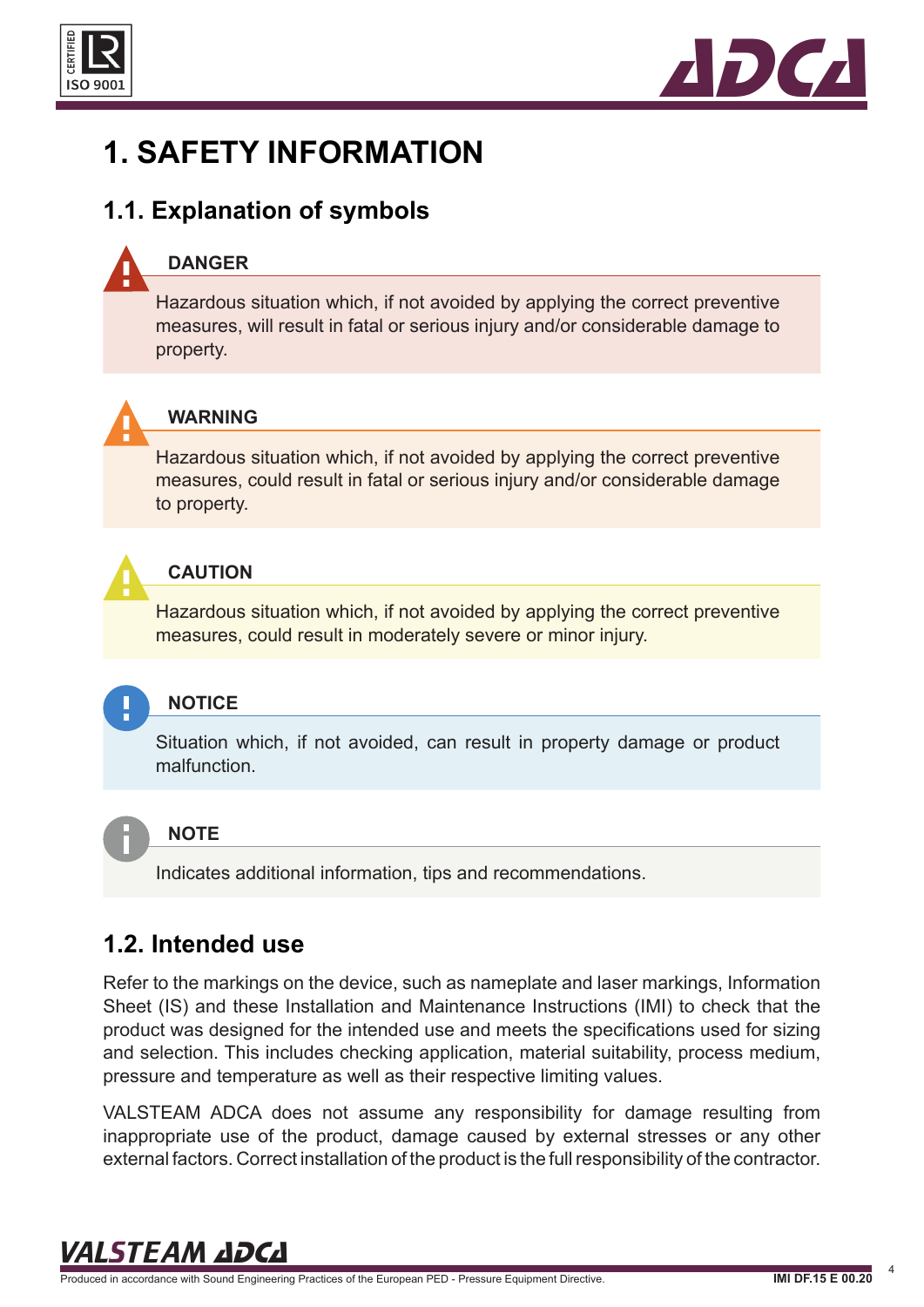# 1. SAFETY INFORMATION

## 1.1. Explanation of symbols

**DANGER**

Hazardous situation which, if not avoided by applying the correct preventive measures, will result in fatal or serious injury and/or considerable damage to property.

**WARNING**

Hazardous situation which, if not avoided by applying the correct preventive measures, could result in fatal or serious injury and/or considerable damage to property.

**CAUTION**

Hazardous situation which, if not avoided by applying the correct preventive measures, could result in moderately severe or minor injury.

**NOTICE**

Situation which, if not avoided, can result in property damage or product malfunction.

**NOTE**

Indicates additional information, tips and recommendations.

## 1.2. Intended use

Refer to the markings on the device, such as nameplate and laser markings, Information Sheet (IS) and these Installation and Maintenance Instructions (IMI) to check that the product was designed for the intended use and meets the specifications used for sizing and selection. This includes checking application, material suitability, process medium, pressure and temperature as well as their respective limiting values.

VALSTEAM ADCA does not assume any responsibility for damage resulting from inappropriate use of the product, damage caused by external stresses or any other external factors. Correct installation of the product is the full responsibility of the contractor.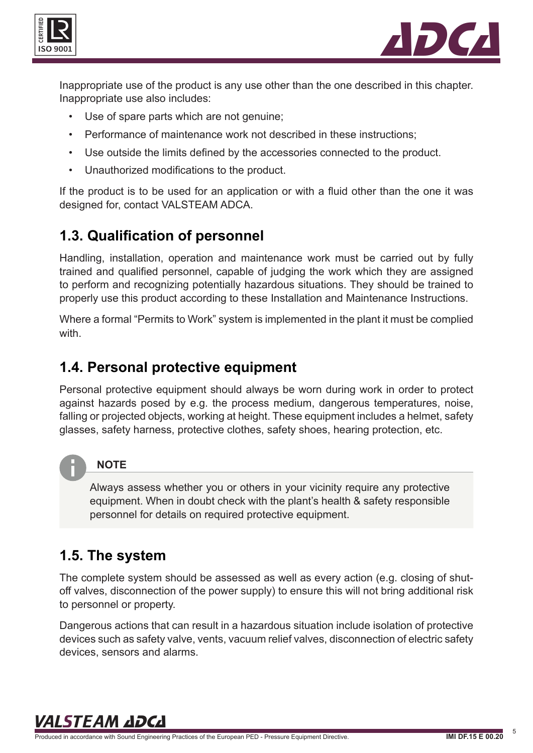Inappropriate use of the product is any use other than the one described in this chapter. Inappropriate use also includes:

- Use of spare parts which are not genuine;
- Performance of maintenance work not described in these instructions;
- Use outside the limits defined by the accessories connected to the product.
- Unauthorized modifications to the product.

If the product is to be used for an application or with a fluid other than the one it was designed for, contact VALSTEAM ADCA.

## 1.3. Qualification of personnel

Handling, installation, operation and maintenance work must be carried out by fully trained and qualified personnel, capable of judging the work which they are assigned to perform and recognizing potentially hazardous situations. They should be trained to properly use this product according to these Installation and Maintenance Instructions.

Where a formal "Permits to Work" system is implemented in the plant it must be complied with.

## 1.4. Personal protective equipment

Personal protective equipment should always be worn during work in order to protect against hazards posed by e.g. the process medium, dangerous temperatures, noise, falling or projected objects, working at height. These equipment includes a helmet, safety glasses, safety harness, protective clothes, safety shoes, hearing protection, etc.

> **NOTE**
>
> Always assess whether you or others in your vicinity require any protective equipment. When in doubt check with the plant's health & safety responsible personnel for details on required protective equipment.

## 1.5. The system

The complete system should be assessed as well as every action (e.g. closing of shut-off valves, disconnection of the power supply) to ensure this will not bring additional risk to personnel or property.

Dangerous actions that can result in a hazardous situation include isolation of protective devices such as safety valve, vents, vacuum relief valves, disconnection of electric safety devices, sensors and alarms.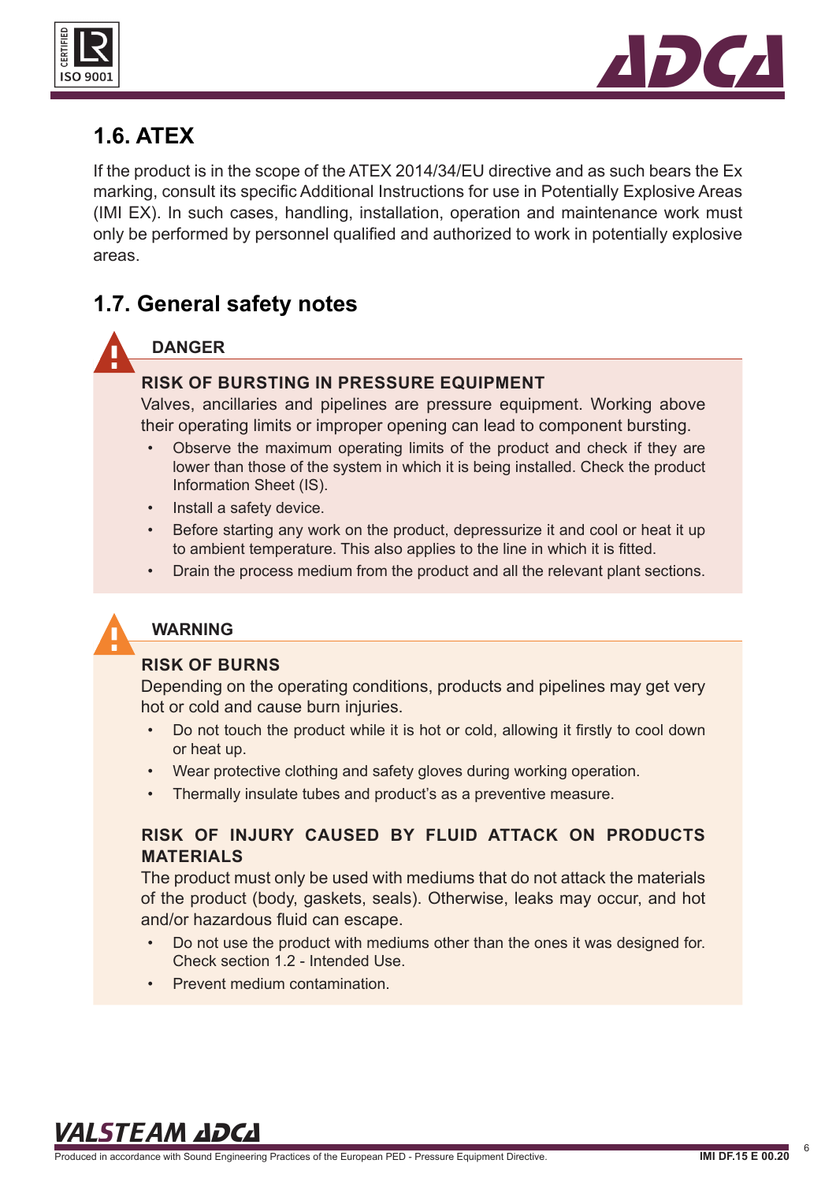## 1.6. ATEX

If the product is in the scope of the ATEX 2014/34/EU directive and as such bears the Ex marking, consult its specific Additional Instructions for use in Potentially Explosive Areas (IMI EX). In such cases, handling, installation, operation and maintenance work must only be performed by personnel qualified and authorized to work in potentially explosive areas.

## 1.7. General safety notes

**DANGER**

**RISK OF BURSTING IN PRESSURE EQUIPMENT**

Valves, ancillaries and pipelines are pressure equipment. Working above their operating limits or improper opening can lead to component bursting.

- Observe the maximum operating limits of the product and check if they are lower than those of the system in which it is being installed. Check the product Information Sheet (IS).
- Install a safety device.
- Before starting any work on the product, depressurize it and cool or heat it up to ambient temperature. This also applies to the line in which it is fitted.
- Drain the process medium from the product and all the relevant plant sections.

**WARNING**

**RISK OF BURNS**

Depending on the operating conditions, products and pipelines may get very hot or cold and cause burn injuries.

- Do not touch the product while it is hot or cold, allowing it firstly to cool down or heat up.
- Wear protective clothing and safety gloves during working operation.
- Thermally insulate tubes and product's as a preventive measure.

**RISK OF INJURY CAUSED BY FLUID ATTACK ON PRODUCTS MATERIALS**

The product must only be used with mediums that do not attack the materials of the product (body, gaskets, seals). Otherwise, leaks may occur, and hot and/or hazardous fluid can escape.

- Do not use the product with mediums other than the ones it was designed for. Check section 1.2 - Intended Use.
- Prevent medium contamination.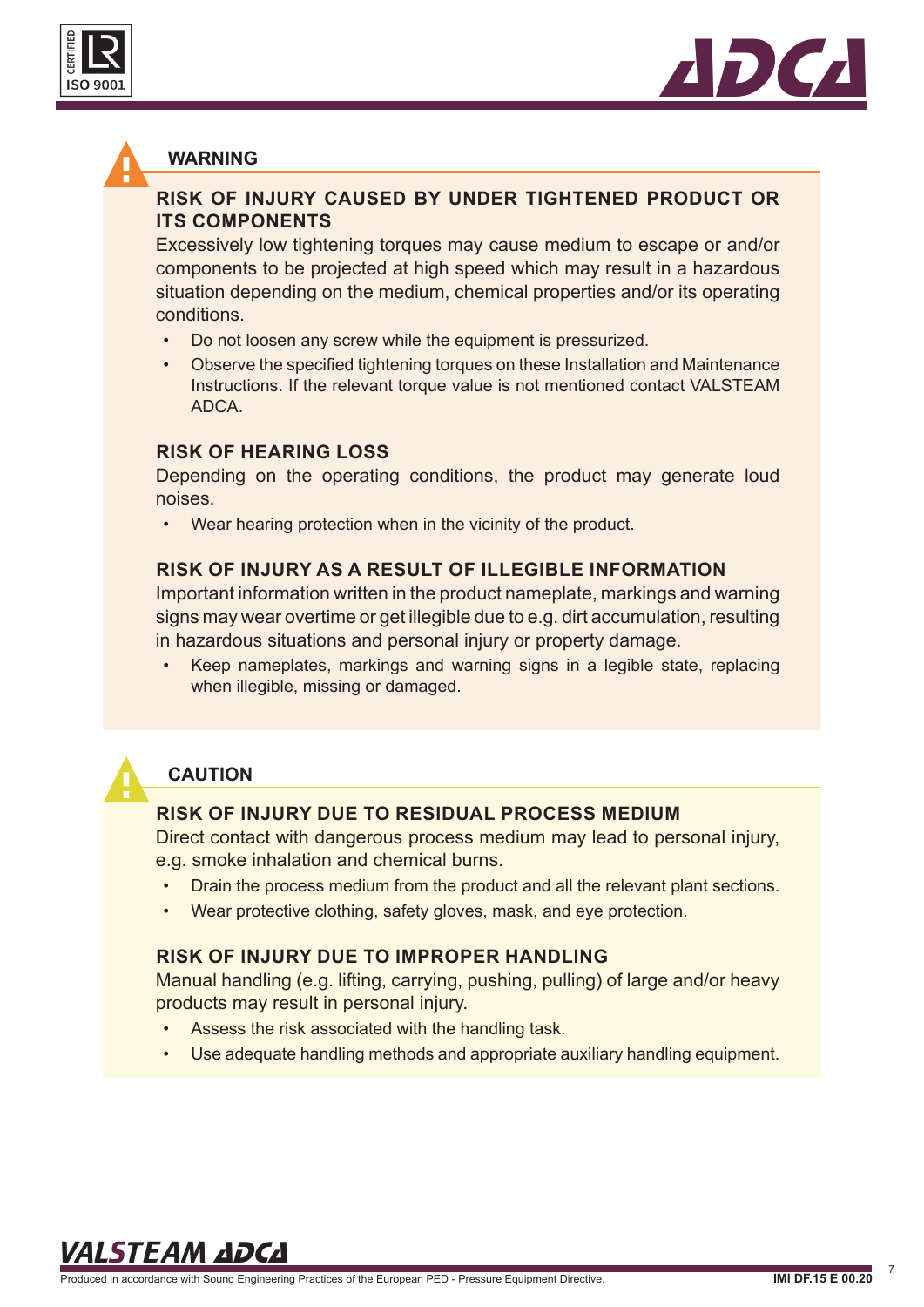## WARNING

### RISK OF INJURY CAUSED BY UNDER TIGHTENED PRODUCT OR ITS COMPONENTS

Excessively low tightening torques may cause medium to escape or and/or components to be projected at high speed which may result in a hazardous situation depending on the medium, chemical properties and/or its operating conditions.

- Do not loosen any screw while the equipment is pressurized.
- Observe the specified tightening torques on these Installation and Maintenance Instructions. If the relevant torque value is not mentioned contact VALSTEAM ADCA.

### RISK OF HEARING LOSS

Depending on the operating conditions, the product may generate loud noises.

- Wear hearing protection when in the vicinity of the product.

### RISK OF INJURY AS A RESULT OF ILLEGIBLE INFORMATION

Important information written in the product nameplate, markings and warning signs may wear overtime or get illegible due to e.g. dirt accumulation, resulting in hazardous situations and personal injury or property damage.

- Keep nameplates, markings and warning signs in a legible state, replacing when illegible, missing or damaged.

## CAUTION

### RISK OF INJURY DUE TO RESIDUAL PROCESS MEDIUM

Direct contact with dangerous process medium may lead to personal injury, e.g. smoke inhalation and chemical burns.

- Drain the process medium from the product and all the relevant plant sections.
- Wear protective clothing, safety gloves, mask, and eye protection.

### RISK OF INJURY DUE TO IMPROPER HANDLING

Manual handling (e.g. lifting, carrying, pushing, pulling) of large and/or heavy products may result in personal injury.

- Assess the risk associated with the handling task.
- Use adequate handling methods and appropriate auxiliary handling equipment.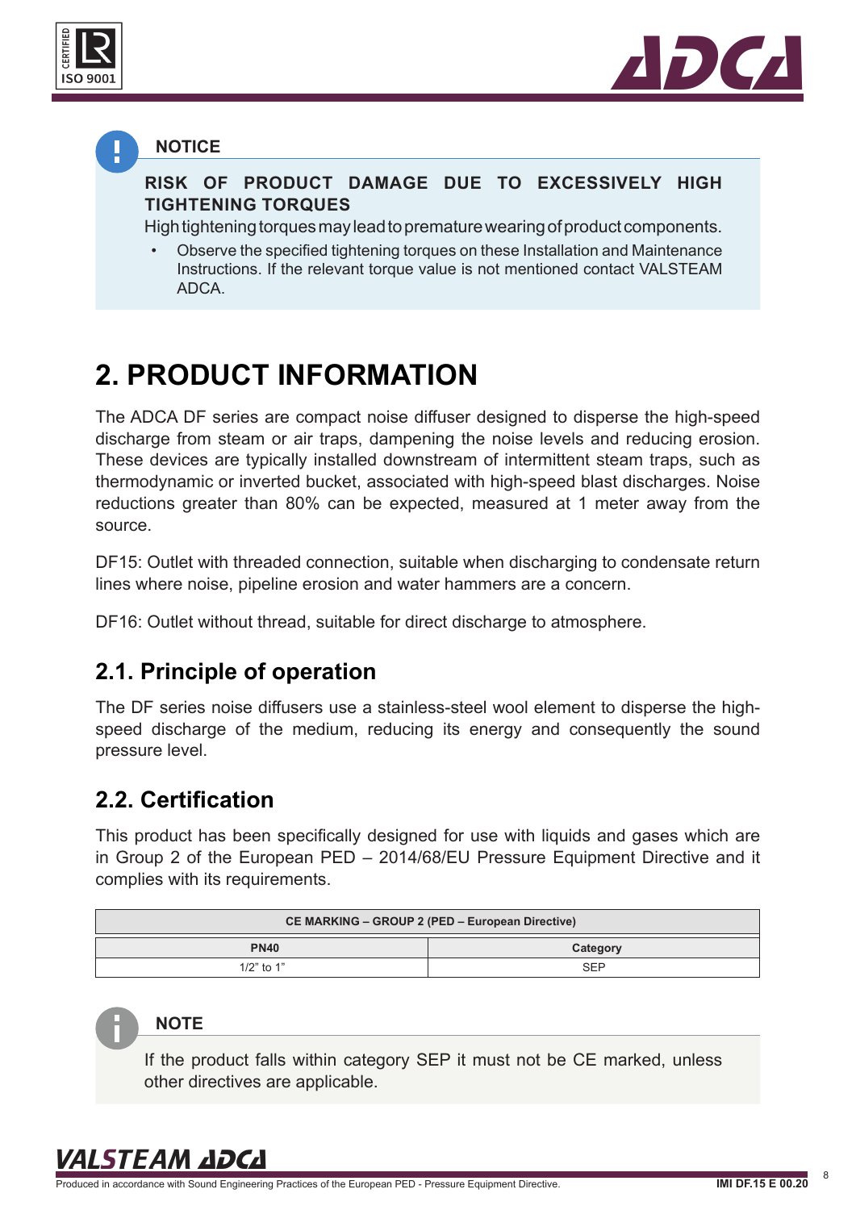**NOTICE**

**RISK OF PRODUCT DAMAGE DUE TO EXCESSIVELY HIGH TIGHTENING TORQUES**

High tightening torques may lead to premature wearing of product components.

- Observe the specified tightening torques on these Installation and Maintenance Instructions. If the relevant torque value is not mentioned contact VALSTEAM ADCA.

# 2. PRODUCT INFORMATION

The ADCA DF series are compact noise diffuser designed to disperse the high-speed discharge from steam or air traps, dampening the noise levels and reducing erosion. These devices are typically installed downstream of intermittent steam traps, such as thermodynamic or inverted bucket, associated with high-speed blast discharges. Noise reductions greater than 80% can be expected, measured at 1 meter away from the source.

DF15: Outlet with threaded connection, suitable when discharging to condensate return lines where noise, pipeline erosion and water hammers are a concern.

DF16: Outlet without thread, suitable for direct discharge to atmosphere.

## 2.1. Principle of operation

The DF series noise diffusers use a stainless-steel wool element to disperse the high-speed discharge of the medium, reducing its energy and consequently the sound pressure level.

## 2.2. Certification

This product has been specifically designed for use with liquids and gases which are in Group 2 of the European PED – 2014/68/EU Pressure Equipment Directive and it complies with its requirements.

| CE MARKING – GROUP 2 (PED – European Directive) | |
|---|---|
| **PN40** | **Category** |
| 1/2" to 1" | SEP |

**NOTE**

If the product falls within category SEP it must not be CE marked, unless other directives are applicable.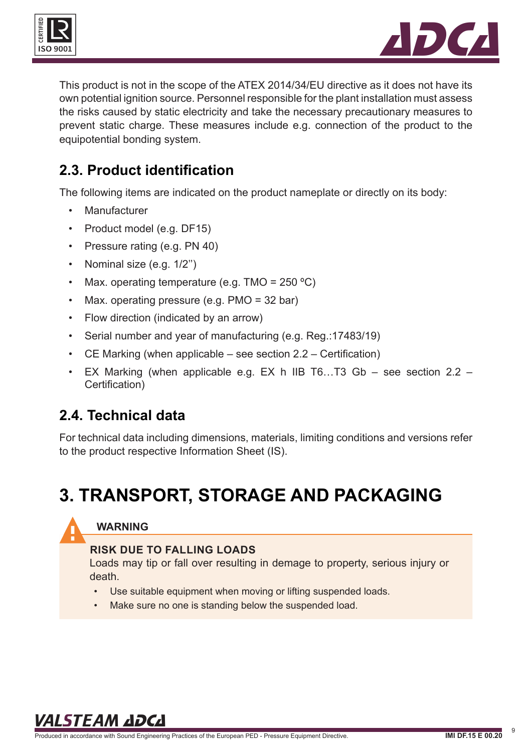This product is not in the scope of the ATEX 2014/34/EU directive as it does not have its own potential ignition source. Personnel responsible for the plant installation must assess the risks caused by static electricity and take the necessary precautionary measures to prevent static charge. These measures include e.g. connection of the product to the equipotential bonding system.

## 2.3. Product identification

The following items are indicated on the product nameplate or directly on its body:

- Manufacturer
- Product model (e.g. DF15)
- Pressure rating (e.g. PN 40)
- Nominal size (e.g. 1/2'')
- Max. operating temperature (e.g. TMO = 250 ºC)
- Max. operating pressure (e.g. PMO = 32 bar)
- Flow direction (indicated by an arrow)
- Serial number and year of manufacturing (e.g. Reg.:17483/19)
- CE Marking (when applicable – see section 2.2 – Certification)
- EX Marking (when applicable e.g. EX h IIB T6…T3 Gb – see section 2.2 – Certification)

## 2.4. Technical data

For technical data including dimensions, materials, limiting conditions and versions refer to the product respective Information Sheet (IS).

# 3. TRANSPORT, STORAGE AND PACKAGING

**WARNING**

**RISK DUE TO FALLING LOADS**

Loads may tip or fall over resulting in demage to property, serious injury or death.

- Use suitable equipment when moving or lifting suspended loads.
- Make sure no one is standing below the suspended load.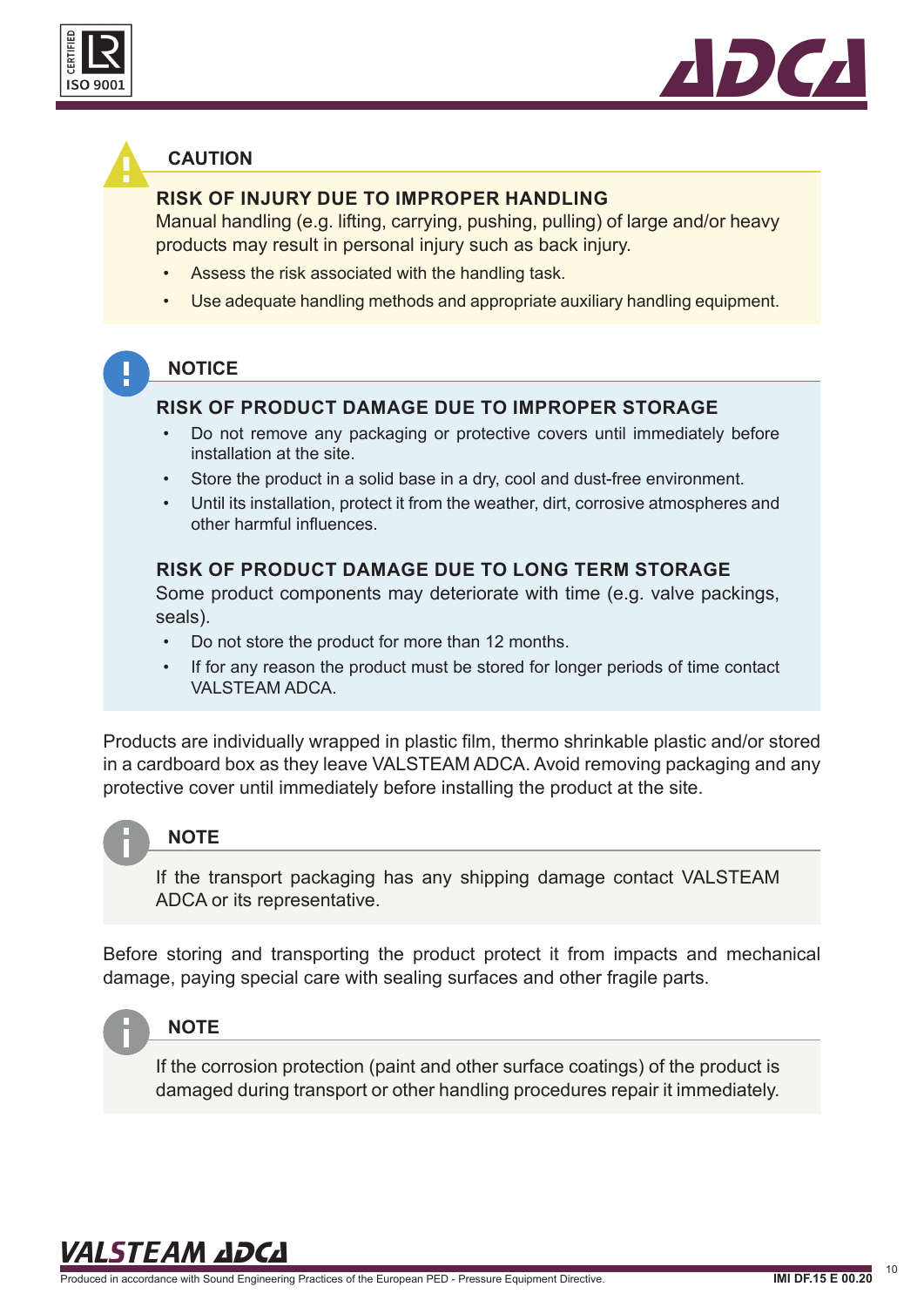**CAUTION**

**RISK OF INJURY DUE TO IMPROPER HANDLING**

Manual handling (e.g. lifting, carrying, pushing, pulling) of large and/or heavy products may result in personal injury such as back injury.

- Assess the risk associated with the handling task.
- Use adequate handling methods and appropriate auxiliary handling equipment.

**NOTICE**

**RISK OF PRODUCT DAMAGE DUE TO IMPROPER STORAGE**

- Do not remove any packaging or protective covers until immediately before installation at the site.
- Store the product in a solid base in a dry, cool and dust-free environment.
- Until its installation, protect it from the weather, dirt, corrosive atmospheres and other harmful influences.

**RISK OF PRODUCT DAMAGE DUE TO LONG TERM STORAGE**

Some product components may deteriorate with time (e.g. valve packings, seals).

- Do not store the product for more than 12 months.
- If for any reason the product must be stored for longer periods of time contact VALSTEAM ADCA.

Products are individually wrapped in plastic film, thermo shrinkable plastic and/or stored in a cardboard box as they leave VALSTEAM ADCA. Avoid removing packaging and any protective cover until immediately before installing the product at the site.

**NOTE**

If the transport packaging has any shipping damage contact VALSTEAM ADCA or its representative.

Before storing and transporting the product protect it from impacts and mechanical damage, paying special care with sealing surfaces and other fragile parts.

**NOTE**

If the corrosion protection (paint and other surface coatings) of the product is damaged during transport or other handling procedures repair it immediately.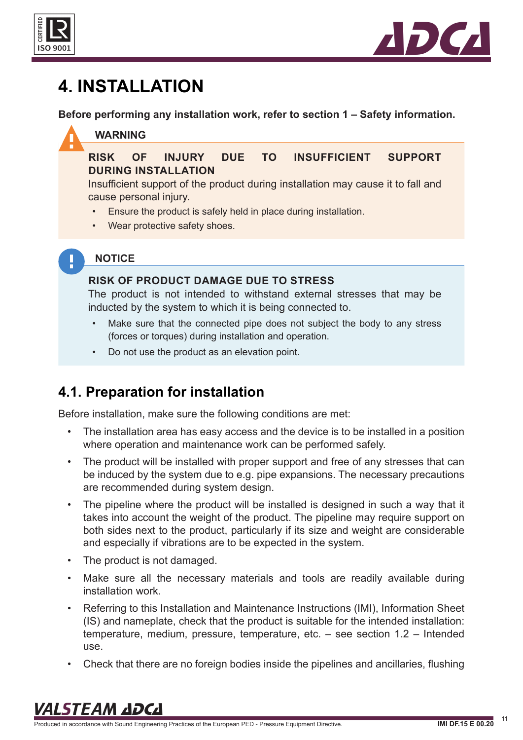# 4. INSTALLATION

**Before performing any installation work, refer to section 1 – Safety information.**

**WARNING**

**RISK OF INJURY DUE TO INSUFFICIENT SUPPORT DURING INSTALLATION**

Insufficient support of the product during installation may cause it to fall and cause personal injury.

- Ensure the product is safely held in place during installation.
- Wear protective safety shoes.

**NOTICE**

**RISK OF PRODUCT DAMAGE DUE TO STRESS**

The product is not intended to withstand external stresses that may be inducted by the system to which it is being connected to.

- Make sure that the connected pipe does not subject the body to any stress (forces or torques) during installation and operation.
- Do not use the product as an elevation point.

## 4.1. Preparation for installation

Before installation, make sure the following conditions are met:

- The installation area has easy access and the device is to be installed in a position where operation and maintenance work can be performed safely.
- The product will be installed with proper support and free of any stresses that can be induced by the system due to e.g. pipe expansions. The necessary precautions are recommended during system design.
- The pipeline where the product will be installed is designed in such a way that it takes into account the weight of the product. The pipeline may require support on both sides next to the product, particularly if its size and weight are considerable and especially if vibrations are to be expected in the system.
- The product is not damaged.
- Make sure all the necessary materials and tools are readily available during installation work.
- Referring to this Installation and Maintenance Instructions (IMI), Information Sheet (IS) and nameplate, check that the product is suitable for the intended installation: temperature, medium, pressure, temperature, etc. – see section 1.2 – Intended use.
- Check that there are no foreign bodies inside the pipelines and ancillaries, flushing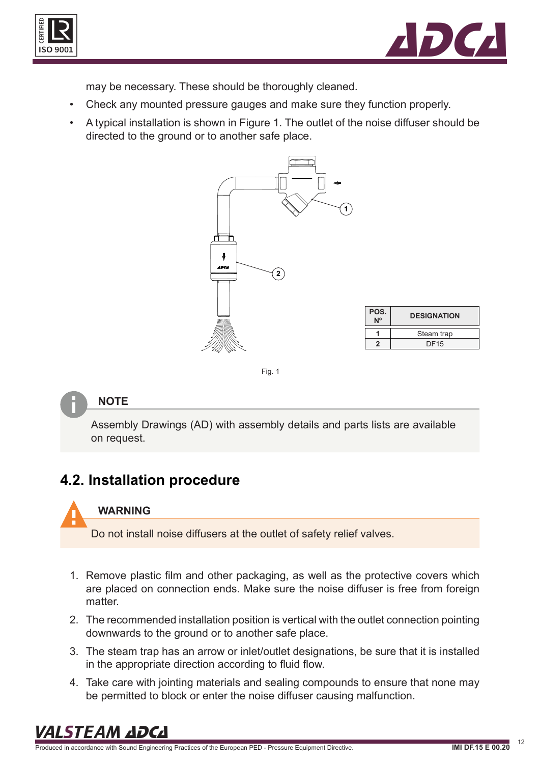may be necessary. These should be thoroughly cleaned.

- Check any mounted pressure gauges and make sure they function properly.
- A typical installation is shown in Figure 1. The outlet of the noise diffuser should be directed to the ground or to another safe place.

| POS. Nº | DESIGNATION |
|---|---|
| 1 | Steam trap |
| 2 | DF15 |

Fig. 1

**NOTE**

Assembly Drawings (AD) with assembly details and parts lists are available on request.

## 4.2. Installation procedure

**WARNING**

Do not install noise diffusers at the outlet of safety relief valves.

1. Remove plastic film and other packaging, as well as the protective covers which are placed on connection ends. Make sure the noise diffuser is free from foreign matter.
2. The recommended installation position is vertical with the outlet connection pointing downwards to the ground or to another safe place.
3. The steam trap has an arrow or inlet/outlet designations, be sure that it is installed in the appropriate direction according to fluid flow.
4. Take care with jointing materials and sealing compounds to ensure that none may be permitted to block or enter the noise diffuser causing malfunction.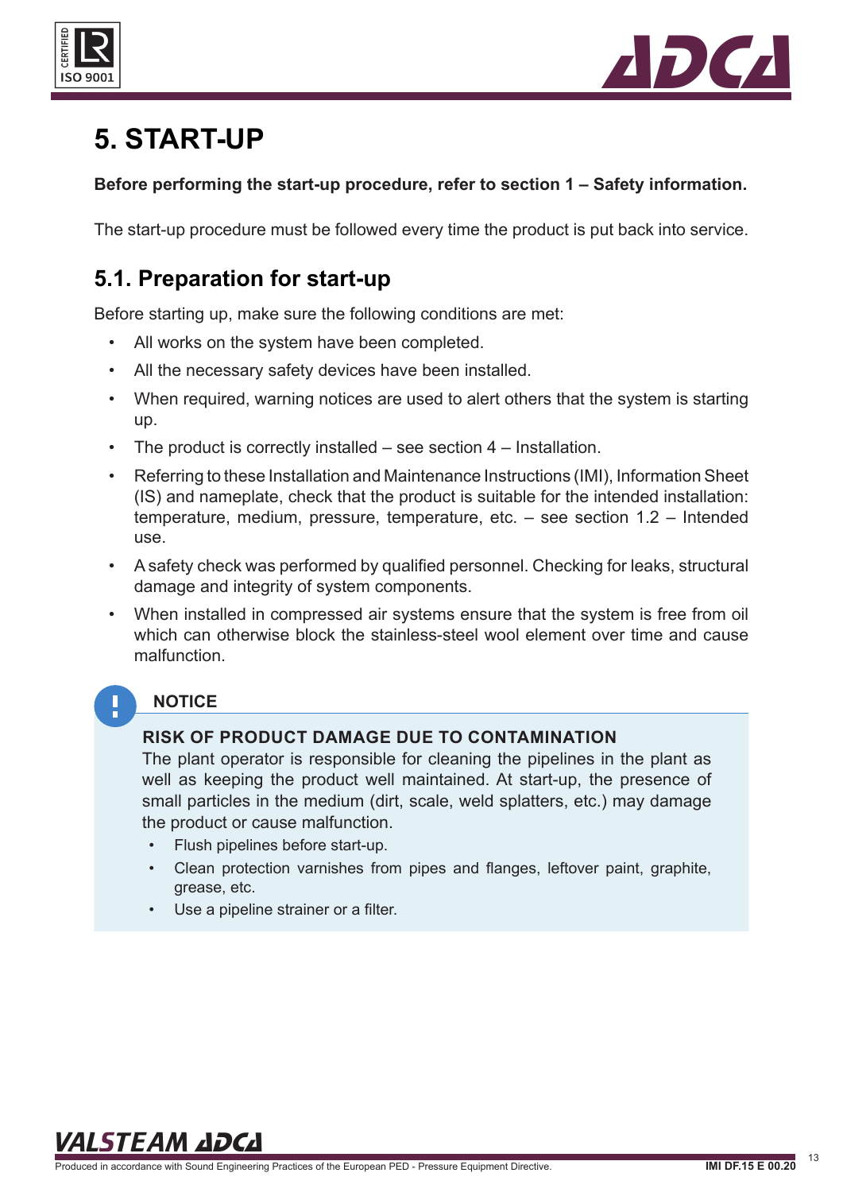# 5. START-UP

**Before performing the start-up procedure, refer to section 1 – Safety information.**

The start-up procedure must be followed every time the product is put back into service.

## 5.1. Preparation for start-up

Before starting up, make sure the following conditions are met:

- All works on the system have been completed.
- All the necessary safety devices have been installed.
- When required, warning notices are used to alert others that the system is starting up.
- The product is correctly installed – see section 4 – Installation.
- Referring to these Installation and Maintenance Instructions (IMI), Information Sheet (IS) and nameplate, check that the product is suitable for the intended installation: temperature, medium, pressure, temperature, etc. – see section 1.2 – Intended use.
- A safety check was performed by qualified personnel. Checking for leaks, structural damage and integrity of system components.
- When installed in compressed air systems ensure that the system is free from oil which can otherwise block the stainless-steel wool element over time and cause malfunction.

> **NOTICE**
>
> **RISK OF PRODUCT DAMAGE DUE TO CONTAMINATION**
>
> The plant operator is responsible for cleaning the pipelines in the plant as well as keeping the product well maintained. At start-up, the presence of small particles in the medium (dirt, scale, weld splatters, etc.) may damage the product or cause malfunction.
>
> - Flush pipelines before start-up.
> - Clean protection varnishes from pipes and flanges, leftover paint, graphite, grease, etc.
> - Use a pipeline strainer or a filter.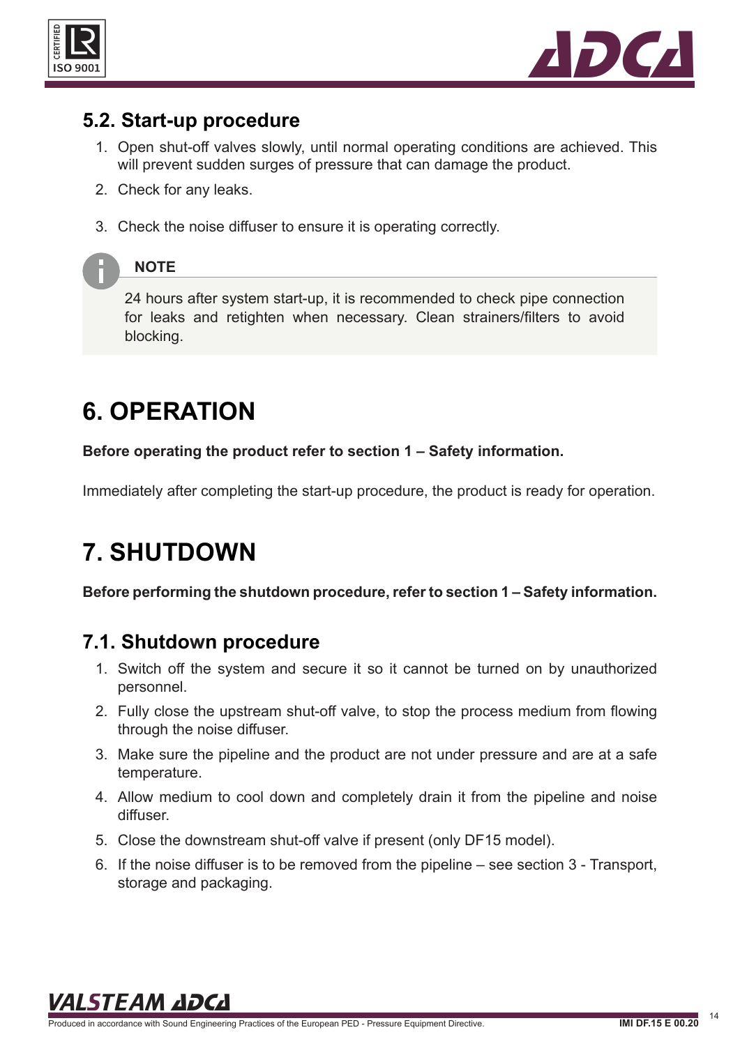## 5.2. Start-up procedure

1. Open shut-off valves slowly, until normal operating conditions are achieved. This will prevent sudden surges of pressure that can damage the product.
2. Check for any leaks.
3. Check the noise diffuser to ensure it is operating correctly.

**NOTE**

24 hours after system start-up, it is recommended to check pipe connection for leaks and retighten when necessary. Clean strainers/filters to avoid blocking.

# 6. OPERATION

**Before operating the product refer to section 1 – Safety information.**

Immediately after completing the start-up procedure, the product is ready for operation.

# 7. SHUTDOWN

**Before performing the shutdown procedure, refer to section 1 – Safety information.**

## 7.1. Shutdown procedure

1. Switch off the system and secure it so it cannot be turned on by unauthorized personnel.
2. Fully close the upstream shut-off valve, to stop the process medium from flowing through the noise diffuser.
3. Make sure the pipeline and the product are not under pressure and are at a safe temperature.
4. Allow medium to cool down and completely drain it from the pipeline and noise diffuser.
5. Close the downstream shut-off valve if present (only DF15 model).
6. If the noise diffuser is to be removed from the pipeline – see section 3 - Transport, storage and packaging.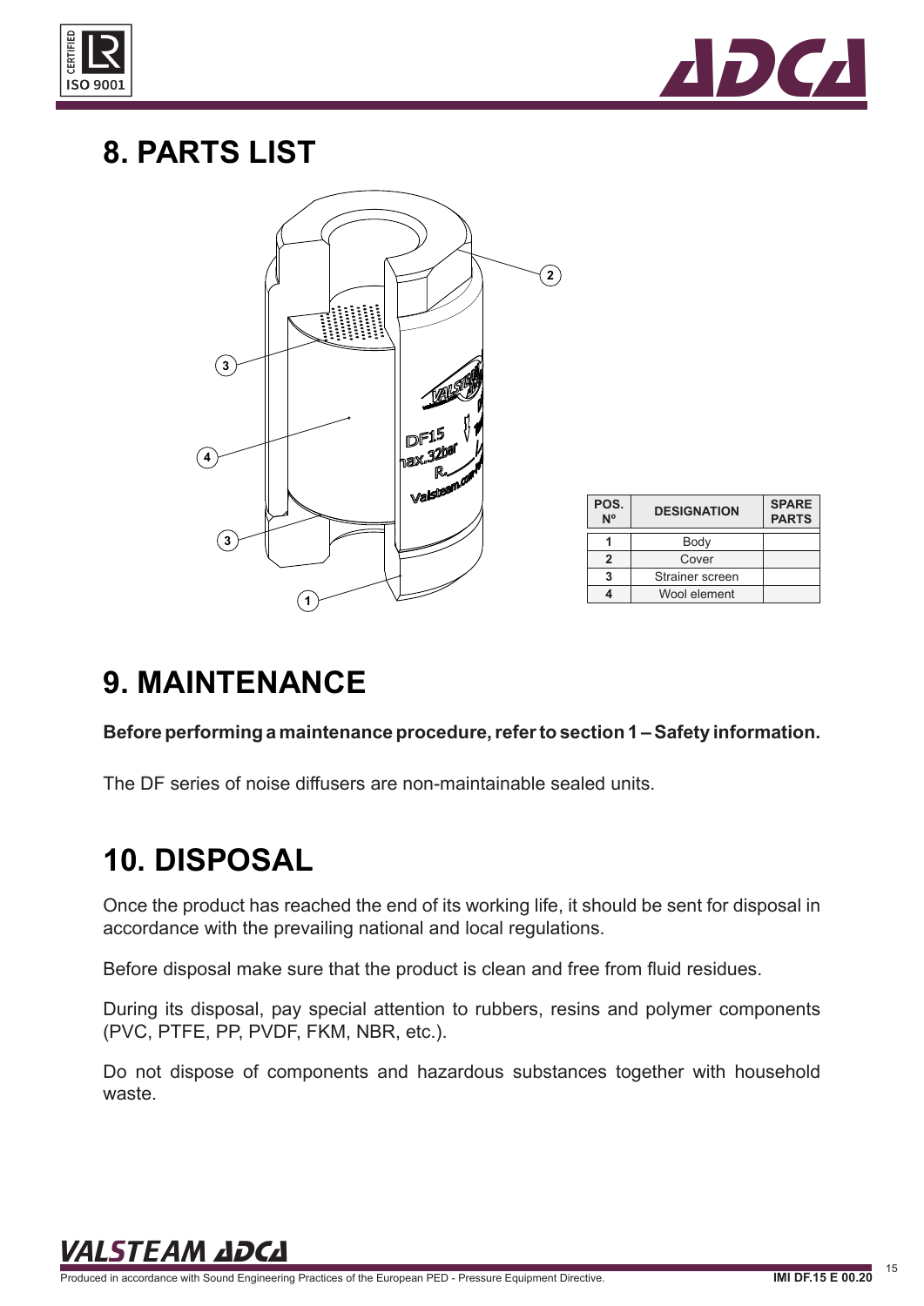# 8. PARTS LIST

| POS. Nº | DESIGNATION | SPARE PARTS |
|---|---|---|
| 1 | Body | |
| 2 | Cover | |
| 3 | Strainer screen | |
| 4 | Wool element | |

# 9. MAINTENANCE

**Before performing a maintenance procedure, refer to section 1 – Safety information.**

The DF series of noise diffusers are non-maintainable sealed units.

# 10. DISPOSAL

Once the product has reached the end of its working life, it should be sent for disposal in accordance with the prevailing national and local regulations.

Before disposal make sure that the product is clean and free from fluid residues.

During its disposal, pay special attention to rubbers, resins and polymer components (PVC, PTFE, PP, PVDF, FKM, NBR, etc.).

Do not dispose of components and hazardous substances together with household waste.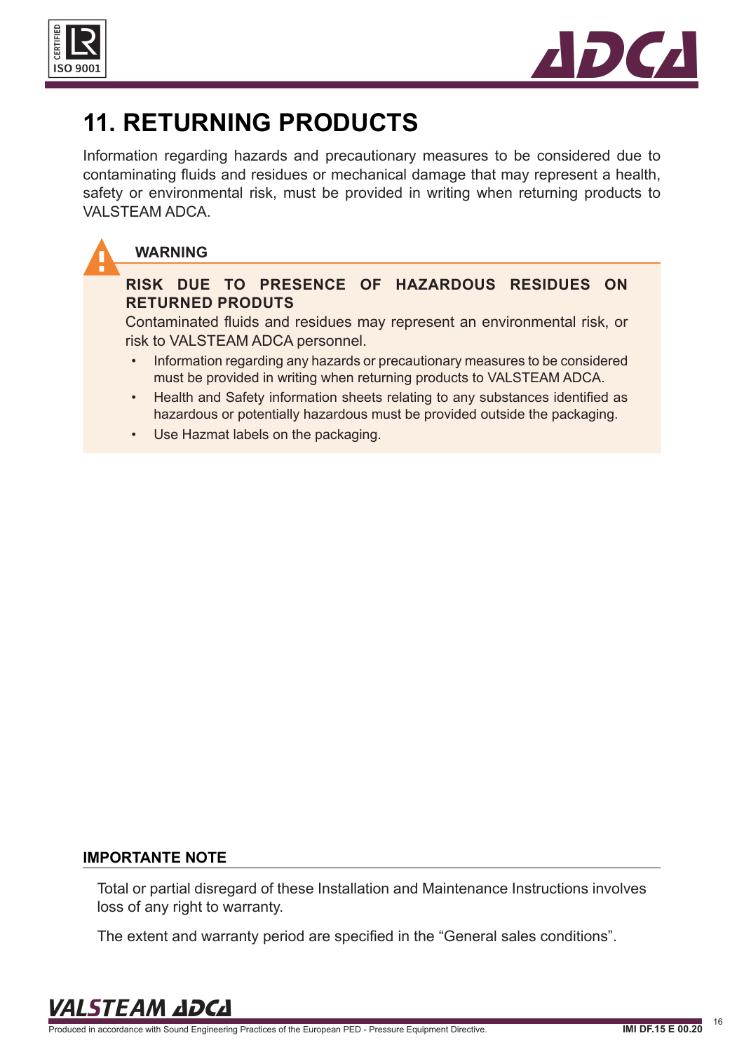# 11. RETURNING PRODUCTS

Information regarding hazards and precautionary measures to be considered due to contaminating fluids and residues or mechanical damage that may represent a health, safety or environmental risk, must be provided in writing when returning products to VALSTEAM ADCA.

**WARNING**

**RISK DUE TO PRESENCE OF HAZARDOUS RESIDUES ON RETURNED PRODUTS**

Contaminated fluids and residues may represent an environmental risk, or risk to VALSTEAM ADCA personnel.

- Information regarding any hazards or precautionary measures to be considered must be provided in writing when returning products to VALSTEAM ADCA.
- Health and Safety information sheets relating to any substances identified as hazardous or potentially hazardous must be provided outside the packaging.
- Use Hazmat labels on the packaging.

**IMPORTANTE NOTE**

Total or partial disregard of these Installation and Maintenance Instructions involves loss of any right to warranty.

The extent and warranty period are specified in the “General sales conditions”.

Produced in accordance with Sound Engineering Practices of the European PED - Pressure Equipment Directive.

IMI DF.15 E 00.20